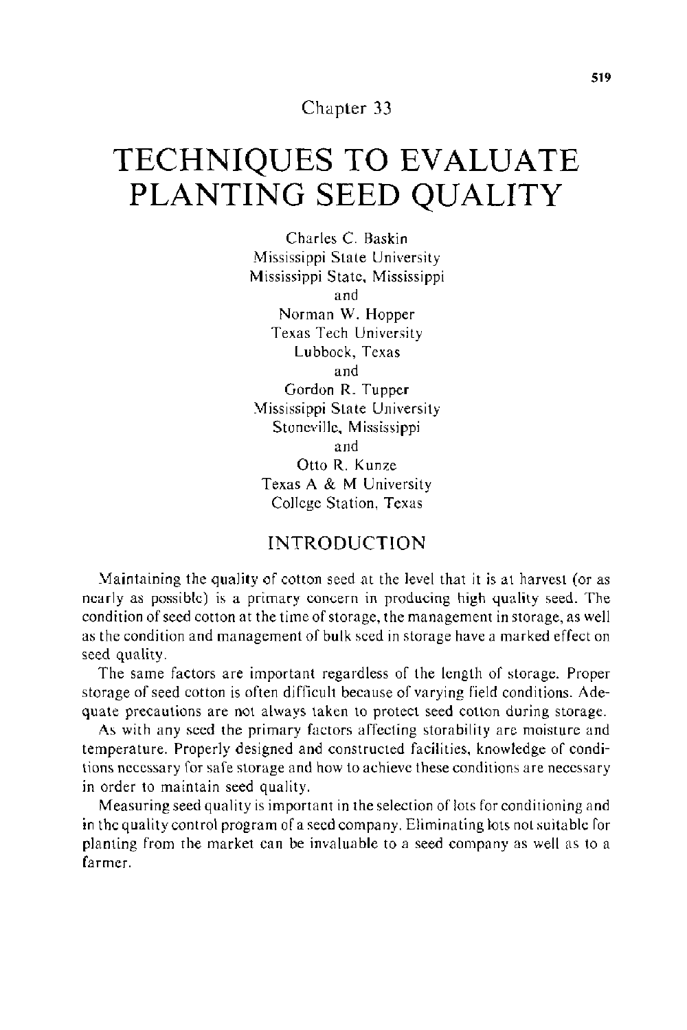Chapter 33

# TECHNIQUES TO EVALUATE PLANTING SEED QUALITY

Charles C. Baskin
Mississippi State University
Mississippi State, Mississippi
and
Norman W. Hopper
Texas Tech University
Lubbock, Texas
and
Gordon R. Tupper
Mississippi State University
Stoneville, Mississippi
and
Otto R. Kunze
Texas A & M University
College Station, Texas

## INTRODUCTION

Maintaining the quality of cotton seed at the level that it is at harvest (or as nearly as possible) is a primary concern in producing high quality seed. The condition of seed cotton at the time of storage, the management in storage, as well as the condition and management of bulk seed in storage have a marked effect on seed quality.

The same factors are important regardless of the length of storage. Proper storage of seed cotton is often difficult because of varying field conditions. Adequate precautions are not always taken to protect seed cotton during storage.

As with any seed the primary factors affecting storability are moisture and temperature. Properly designed and constructed facilities, knowledge of conditions necessary for safe storage and how to achieve these conditions are necessary in order to maintain seed quality.

Measuring seed quality is important in the selection of lots for conditioning and in the quality control program of a seed company. Eliminating lots not suitable for planting from the market can be invaluable to a seed company as well as to a farmer.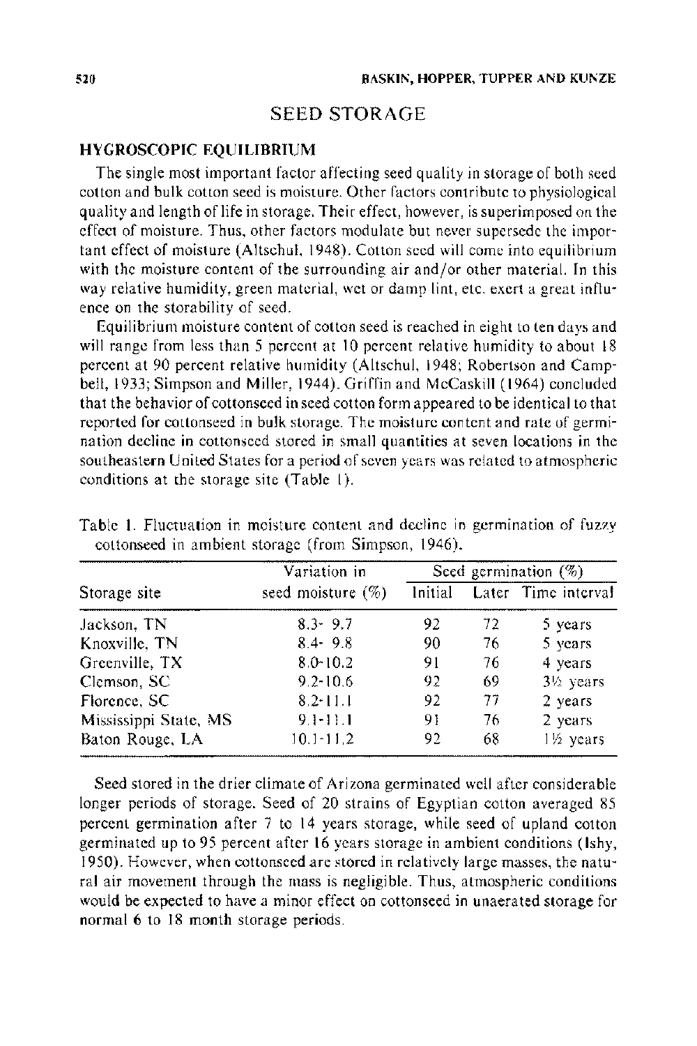## SEED STORAGE

### HYGROSCOPIC EQUILIBRIUM

The single most important factor affecting seed quality in storage of both seed cotton and bulk cotton seed is moisture. Other factors contribute to physiological quality and length of life in storage. Their effect, however, is superimposed on the effect of moisture. Thus, other factors modulate but never supersede the important effect of moisture (Altschul, 1948). Cotton seed will come into equilibrium with the moisture content of the surrounding air and/or other material. In this way relative humidity, green material, wet or damp lint, etc. exert a great influence on the storability of seed.

Equilibrium moisture content of cotton seed is reached in eight to ten days and will range from less than 5 percent at 10 percent relative humidity to about 18 percent at 90 percent relative humidity (Altschul, 1948; Robertson and Campbell, 1933; Simpson and Miller, 1944). Griffin and McCaskill (1964) concluded that the behavior of cottonseed in seed cotton form appeared to be identical to that reported for cottonseed in bulk storage. The moisture content and rate of germination decline in cottonseed stored in small quantities at seven locations in the southeastern United States for a period of seven years was related to atmospheric conditions at the storage site (Table 1).

Table 1. Fluctuation in moisture content and decline in germination of fuzzy cottonseed in ambient storage (from Simpson, 1946).

| Storage site | Variation in seed moisture (%) | Seed germination (%) | | |
|---|---|---|---|---|
| | | Initial | Later | Time interval |
| Jackson, TN | 8.3- 9.7 | 92 | 72 | 5 years |
| Knoxville, TN | 8.4- 9.8 | 90 | 76 | 5 years |
| Greenville, TX | 8.0-10.2 | 91 | 76 | 4 years |
| Clemson, SC | 9.2-10.6 | 92 | 69 | 3½ years |
| Florence, SC | 8.2-11.1 | 92 | 77 | 2 years |
| Mississippi State, MS | 9.1-11.1 | 91 | 76 | 2 years |
| Baton Rouge, LA | 10.1-11.2 | 92 | 68 | 1½ years |

Seed stored in the drier climate of Arizona germinated well after considerable longer periods of storage. Seed of 20 strains of Egyptian cotton averaged 85 percent germination after 7 to 14 years storage, while seed of upland cotton germinated up to 95 percent after 16 years storage in ambient conditions (Ishy, 1950). However, when cottonseed are stored in relatively large masses, the natural air movement through the mass is negligible. Thus, atmospheric conditions would be expected to have a minor effect on cottonseed in unaerated storage for normal 6 to 18 month storage periods.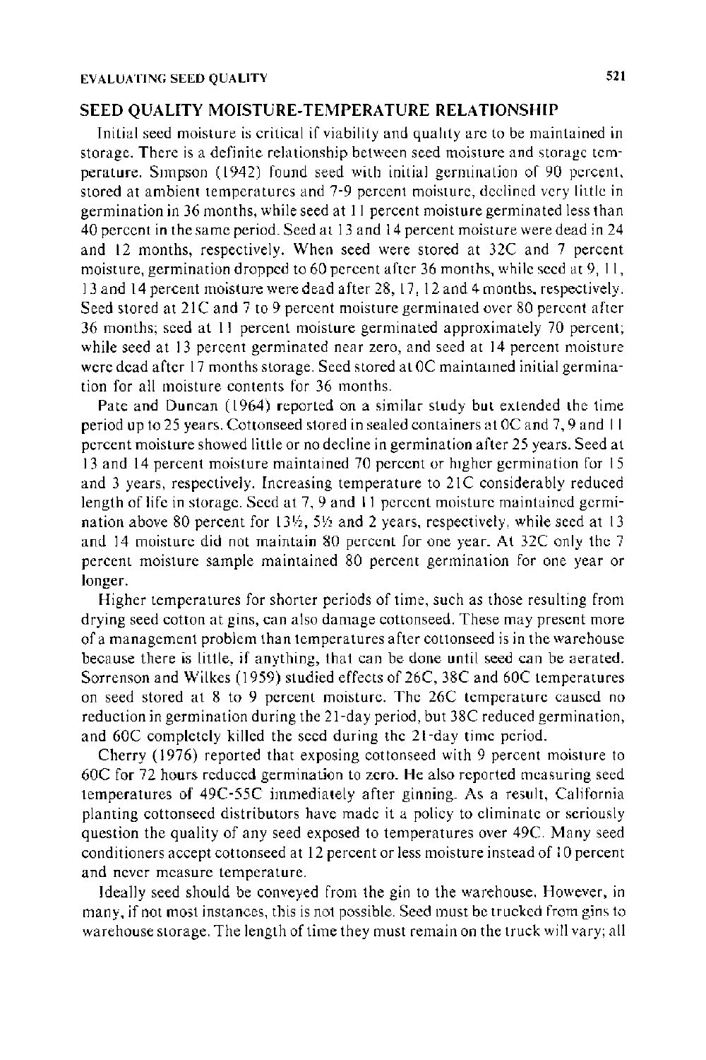## SEED QUALITY MOISTURE-TEMPERATURE RELATIONSHIP

Initial seed moisture is critical if viability and quality are to be maintained in storage. There is a definite relationship between seed moisture and storage temperature. Simpson (1942) found seed with initial germination of 90 percent, stored at ambient temperatures and 7-9 percent moisture, declined very little in germination in 36 months, while seed at 11 percent moisture germinated less than 40 percent in the same period. Seed at 13 and 14 percent moisture were dead in 24 and 12 months, respectively. When seed were stored at 32C and 7 percent moisture, germination dropped to 60 percent after 36 months, while seed at 9, 11, 13 and 14 percent moisture were dead after 28, 17, 12 and 4 months, respectively. Seed stored at 21C and 7 to 9 percent moisture germinated over 80 percent after 36 months; seed at 11 percent moisture germinated approximately 70 percent; while seed at 13 percent germinated near zero, and seed at 14 percent moisture were dead after 17 months storage. Seed stored at 0C maintained initial germination for all moisture contents for 36 months.

Pate and Duncan (1964) reported on a similar study but extended the time period up to 25 years. Cottonseed stored in sealed containers at 0C and 7, 9 and 11 percent moisture showed little or no decline in germination after 25 years. Seed at 13 and 14 percent moisture maintained 70 percent or higher germination for 15 and 3 years, respectively. Increasing temperature to 21C considerably reduced length of life in storage. Seed at 7, 9 and 11 percent moisture maintained germination above 80 percent for 13½, 5½ and 2 years, respectively, while seed at 13 and 14 moisture did not maintain 80 percent for one year. At 32C only the 7 percent moisture sample maintained 80 percent germination for one year or longer.

Higher temperatures for shorter periods of time, such as those resulting from drying seed cotton at gins, can also damage cottonseed. These may present more of a management problem than temperatures after cottonseed is in the warehouse because there is little, if anything, that can be done until seed can be aerated. Sorrenson and Wilkes (1959) studied effects of 26C, 38C and 60C temperatures on seed stored at 8 to 9 percent moisture. The 26C temperature caused no reduction in germination during the 21-day period, but 38C reduced germination, and 60C completely killed the seed during the 21-day time period.

Cherry (1976) reported that exposing cottonseed with 9 percent moisture to 60C for 72 hours reduced germination to zero. He also reported measuring seed temperatures of 49C-55C immediately after ginning. As a result, California planting cottonseed distributors have made it a policy to eliminate or seriously question the quality of any seed exposed to temperatures over 49C. Many seed conditioners accept cottonseed at 12 percent or less moisture instead of 10 percent and never measure temperature.

Ideally seed should be conveyed from the gin to the warehouse. However, in many, if not most instances, this is not possible. Seed must be trucked from gins to warehouse storage. The length of time they must remain on the truck will vary; all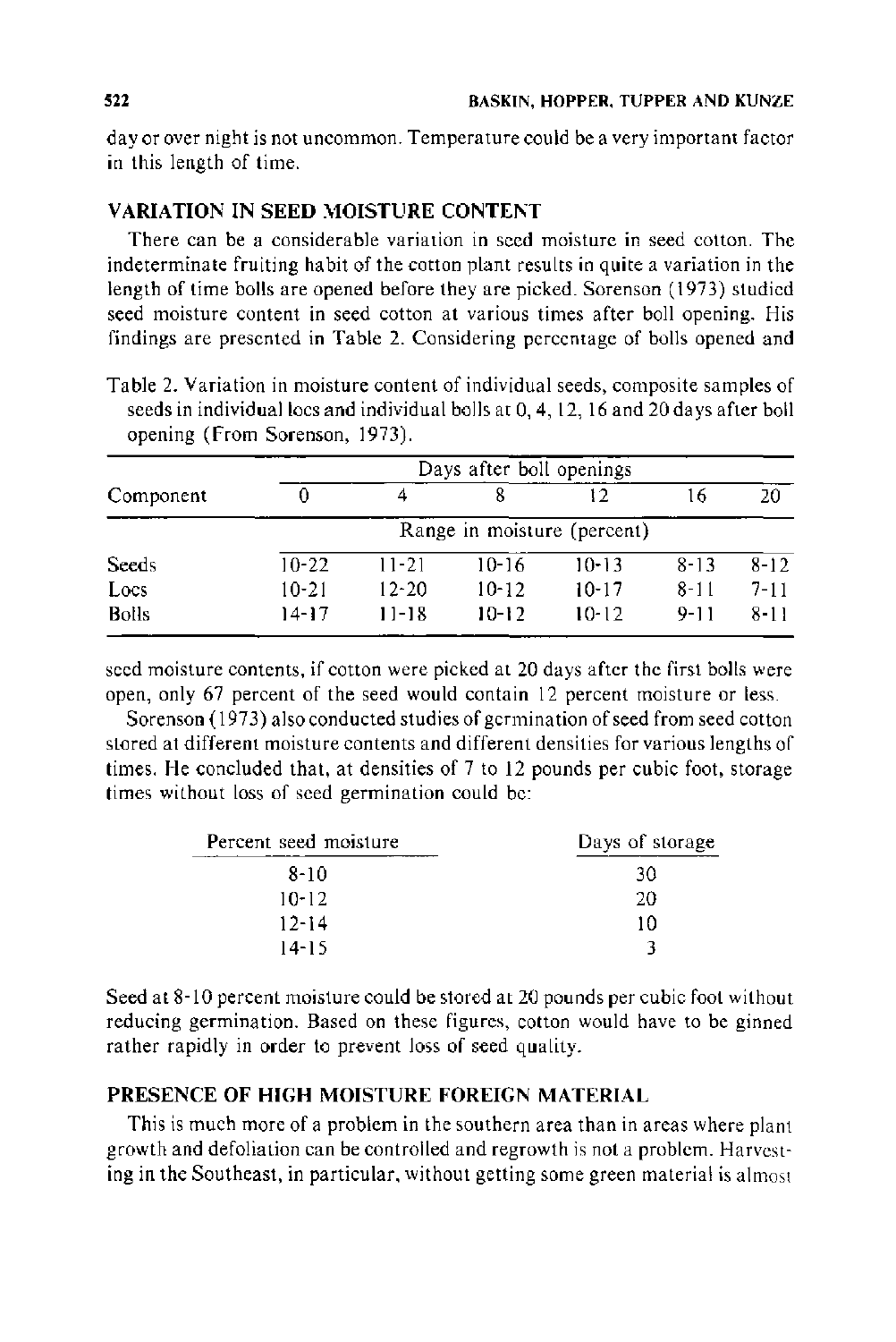day or over night is not uncommon. Temperature could be a very important factor in this length of time.

## VARIATION IN SEED MOISTURE CONTENT

There can be a considerable variation in seed moisture in seed cotton. The indeterminate fruiting habit of the cotton plant results in quite a variation in the length of time bolls are opened before they are picked. Sorenson (1973) studied seed moisture content in seed cotton at various times after boll opening. His findings are presented in Table 2. Considering percentage of bolls opened and

Table 2. Variation in moisture content of individual seeds, composite samples of seeds in individual locs and individual bolls at 0, 4, 12, 16 and 20 days after boll opening (From Sorenson, 1973).

| Component | Days after boll openings | | | | | |
|---|---|---|---|---|---|---|
| | 0 | 4 | 8 | 12 | 16 | 20 |
| | Range in moisture (percent) | | | | | |
| Seeds | 10-22 | 11-21 | 10-16 | 10-13 | 8-13 | 8-12 |
| Locs | 10-21 | 12-20 | 10-12 | 10-17 | 8-11 | 7-11 |
| Bolls | 14-17 | 11-18 | 10-12 | 10-12 | 9-11 | 8-11 |

seed moisture contents, if cotton were picked at 20 days after the first bolls were open, only 67 percent of the seed would contain 12 percent moisture or less.

Sorenson (1973) also conducted studies of germination of seed from seed cotton stored at different moisture contents and different densities for various lengths of times. He concluded that, at densities of 7 to 12 pounds per cubic foot, storage times without loss of seed germination could be:

| Percent seed moisture | Days of storage |
|---|---|
| 8-10 | 30 |
| 10-12 | 20 |
| 12-14 | 10 |
| 14-15 | 3 |

Seed at 8-10 percent moisture could be stored at 20 pounds per cubic foot without reducing germination. Based on these figures, cotton would have to be ginned rather rapidly in order to prevent loss of seed quality.

## PRESENCE OF HIGH MOISTURE FOREIGN MATERIAL

This is much more of a problem in the southern area than in areas where plant growth and defoliation can be controlled and regrowth is not a problem. Harvesting in the Southeast, in particular, without getting some green material is almost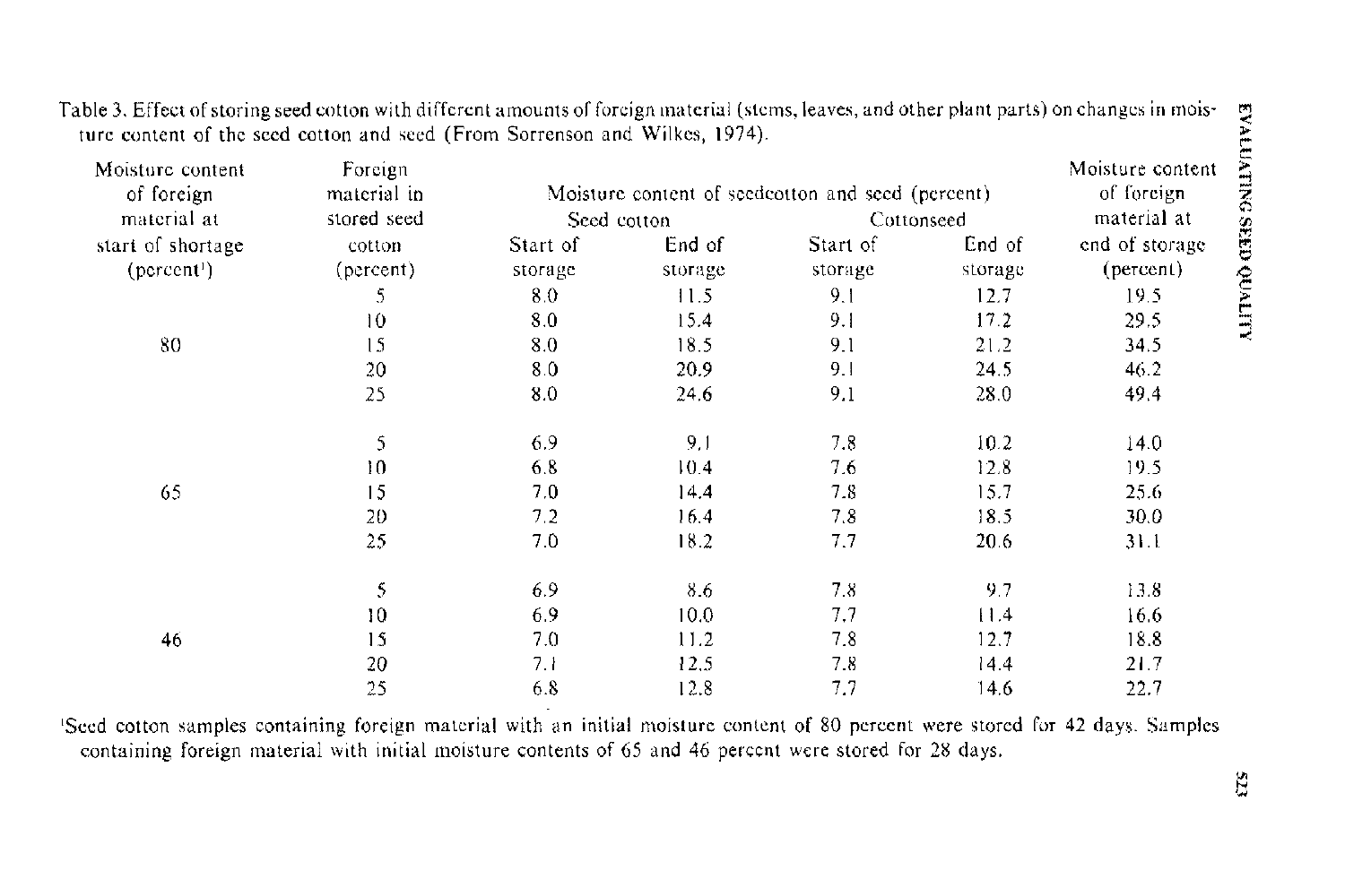Table 3. Effect of storing seed cotton with different amounts of foreign material (stems, leaves, and other plant parts) on changes in moisture content of the seed cotton and seed (From Sorrenson and Wilkes, 1974).

| Moisture content of foreign material at start of shortage (percent[1]) | Foreign material in stored seed cotton (percent) | Moisture content of seedcotton and seed (percent) | | | | Moisture content of foreign material at end of storage (percent) |
|---|---|---|---|---|---|---|
| | | Seed cotton | | Cottonseed | | |
| | | Start of storage | End of storage | Start of storage | End of storage | |
| 80 | 5 | 8.0 | 11.5 | 9.1 | 12.7 | 19.5 |
| | 10 | 8.0 | 15.4 | 9.1 | 17.2 | 29.5 |
| | 15 | 8.0 | 18.5 | 9.1 | 21.2 | 34.5 |
| | 20 | 8.0 | 20.9 | 9.1 | 24.5 | 46.2 |
| | 25 | 8.0 | 24.6 | 9.1 | 28.0 | 49.4 |
| 65 | 5 | 6.9 | 9.1 | 7.8 | 10.2 | 14.0 |
| | 10 | 6.8 | 10.4 | 7.6 | 12.8 | 19.5 |
| | 15 | 7.0 | 14.4 | 7.8 | 15.7 | 25.6 |
| | 20 | 7.2 | 16.4 | 7.8 | 18.5 | 30.0 |
| | 25 | 7.0 | 18.2 | 7.7 | 20.6 | 31.1 |
| 46 | 5 | 6.9 | 8.6 | 7.8 | 9.7 | 13.8 |
| | 10 | 6.9 | 10.0 | 7.7 | 11.4 | 16.6 |
| | 15 | 7.0 | 11.2 | 7.8 | 12.7 | 18.8 |
| | 20 | 7.1 | 12.5 | 7.8 | 14.4 | 21.7 |
| | 25 | 6.8 | 12.8 | 7.7 | 14.6 | 22.7 |

[1]Seed cotton samples containing foreign material with an initial moisture content of 80 percent were stored for 42 days. Samples containing foreign material with initial moisture contents of 65 and 46 percent were stored for 28 days.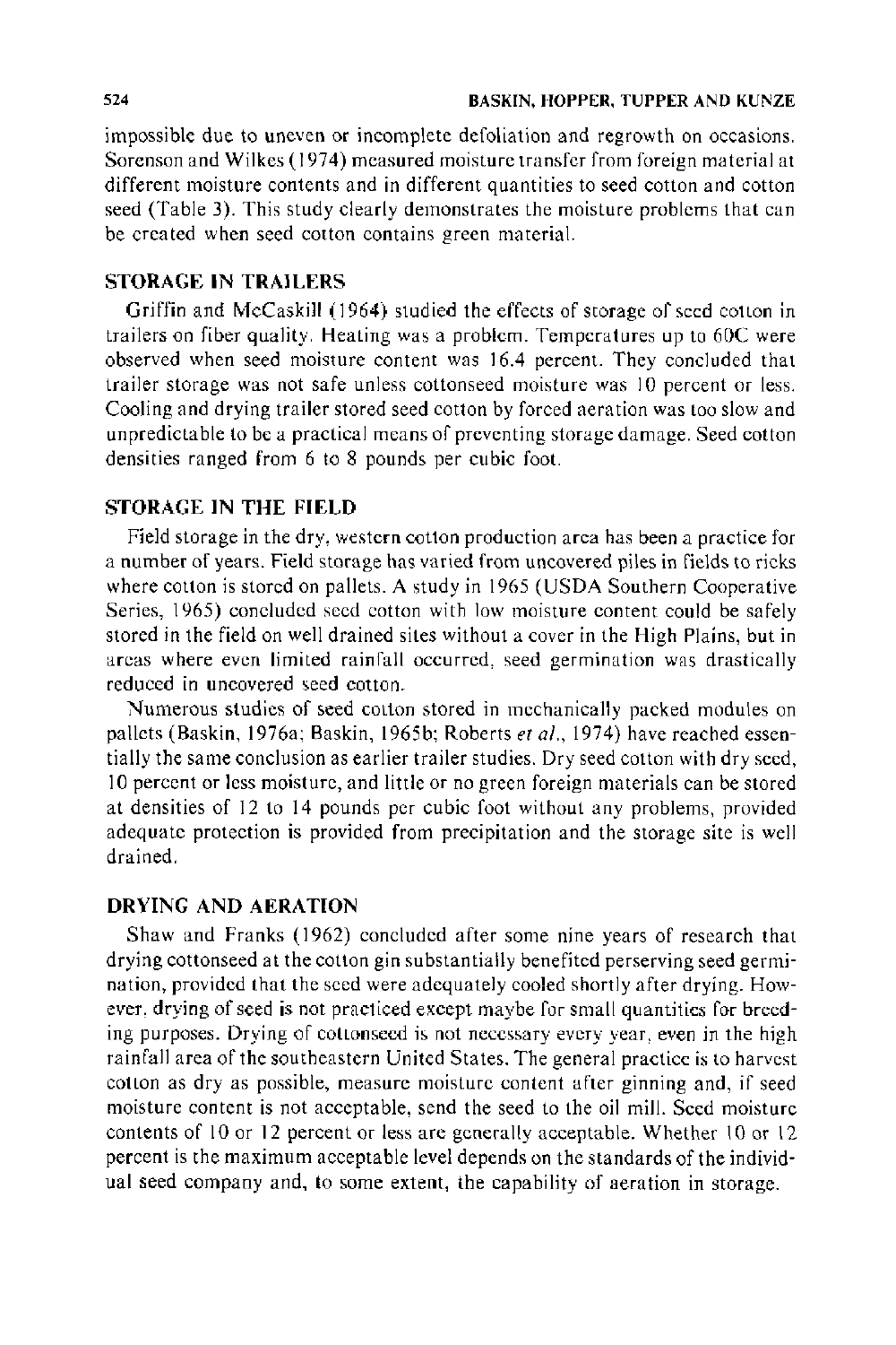impossible due to uneven or incomplete defoliation and regrowth on occasions. Sorenson and Wilkes (1974) measured moisture transfer from foreign material at different moisture contents and in different quantities to seed cotton and cotton seed (Table 3). This study clearly demonstrates the moisture problems that can be created when seed cotton contains green material.

## STORAGE IN TRAILERS

Griffin and McCaskill (1964) studied the effects of storage of seed cotton in trailers on fiber quality. Heating was a problem. Temperatures up to 60C were observed when seed moisture content was 16.4 percent. They concluded that trailer storage was not safe unless cottonseed moisture was 10 percent or less. Cooling and drying trailer stored seed cotton by forced aeration was too slow and unpredictable to be a practical means of preventing storage damage. Seed cotton densities ranged from 6 to 8 pounds per cubic foot.

## STORAGE IN THE FIELD

Field storage in the dry, western cotton production area has been a practice for a number of years. Field storage has varied from uncovered piles in fields to ricks where cotton is stored on pallets. A study in 1965 (USDA Southern Cooperative Series, 1965) concluded seed cotton with low moisture content could be safely stored in the field on well drained sites without a cover in the High Plains, but in areas where even limited rainfall occurred, seed germination was drastically reduced in uncovered seed cotton.

Numerous studies of seed cotton stored in mechanically packed modules on pallets (Baskin, 1976a; Baskin, 1965b; Roberts *et al.*, 1974) have reached essentially the same conclusion as earlier trailer studies. Dry seed cotton with dry seed, 10 percent or less moisture, and little or no green foreign materials can be stored at densities of 12 to 14 pounds per cubic foot without any problems, provided adequate protection is provided from precipitation and the storage site is well drained.

## DRYING AND AERATION

Shaw and Franks (1962) concluded after some nine years of research that drying cottonseed at the cotton gin substantially benefited perserving seed germination, provided that the seed were adequately cooled shortly after drying. However, drying of seed is not practiced except maybe for small quantities for breeding purposes. Drying of cottonseed is not necessary every year, even in the high rainfall area of the southeastern United States. The general practice is to harvest cotton as dry as possible, measure moisture content after ginning and, if seed moisture content is not acceptable, send the seed to the oil mill. Seed moisture contents of 10 or 12 percent or less are generally acceptable. Whether 10 or 12 percent is the maximum acceptable level depends on the standards of the individual seed company and, to some extent, the capability of aeration in storage.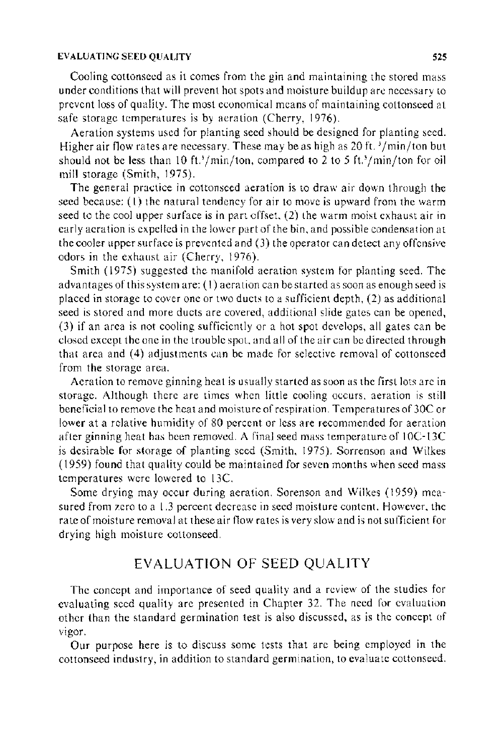Cooling cottonseed as it comes from the gin and maintaining the stored mass under conditions that will prevent hot spots and moisture buildup are necessary to prevent loss of quality. The most economical means of maintaining cottonseed at safe storage temperatures is by aeration (Cherry, 1976).

Aeration systems used for planting seed should be designed for planting seed. Higher air flow rates are necessary. These may be as high as 20 ft.$^3$/min/ton but should not be less than 10 ft.$^3$/min/ton, compared to 2 to 5 ft.$^3$/min/ton for oil mill storage (Smith, 1975).

The general practice in cottonseed aeration is to draw air down through the seed because: (1) the natural tendency for air to move is upward from the warm seed to the cool upper surface is in part offset, (2) the warm moist exhaust air in early aeration is expelled in the lower part of the bin, and possible condensation at the cooler upper surface is prevented and (3) the operator can detect any offensive odors in the exhaust air (Cherry, 1976).

Smith (1975) suggested the manifold aeration system for planting seed. The advantages of this system are: (1) aeration can be started as soon as enough seed is placed in storage to cover one or two ducts to a sufficient depth, (2) as additional seed is stored and more ducts are covered, additional slide gates can be opened, (3) if an area is not cooling sufficiently or a hot spot develops, all gates can be closed except the one in the trouble spot, and all of the air can be directed through that area and (4) adjustments can be made for selective removal of cottonseed from the storage area.

Aeration to remove ginning heat is usually started as soon as the first lots are in storage. Although there are times when little cooling occurs, aeration is still beneficial to remove the heat and moisture of respiration. Temperatures of 30C or lower at a relative humidity of 80 percent or less are recommended for aeration after ginning heat has been removed. A final seed mass temperature of 10C-13C is desirable for storage of planting seed (Smith, 1975). Sorrenson and Wilkes (1959) found that quality could be maintained for seven months when seed mass temperatures were lowered to 13C.

Some drying may occur during aeration. Sorenson and Wilkes (1959) measured from zero to a 1.3 percent decrease in seed moisture content. However, the rate of moisture removal at these air flow rates is very slow and is not sufficient for drying high moisture cottonseed.

## EVALUATION OF SEED QUALITY

The concept and importance of seed quality and a review of the studies for evaluating seed quality are presented in Chapter 32. The need for evaluation other than the standard germination test is also discussed, as is the concept of vigor.

Our purpose here is to discuss some tests that are being employed in the cottonseed industry, in addition to standard germination, to evaluate cottonseed.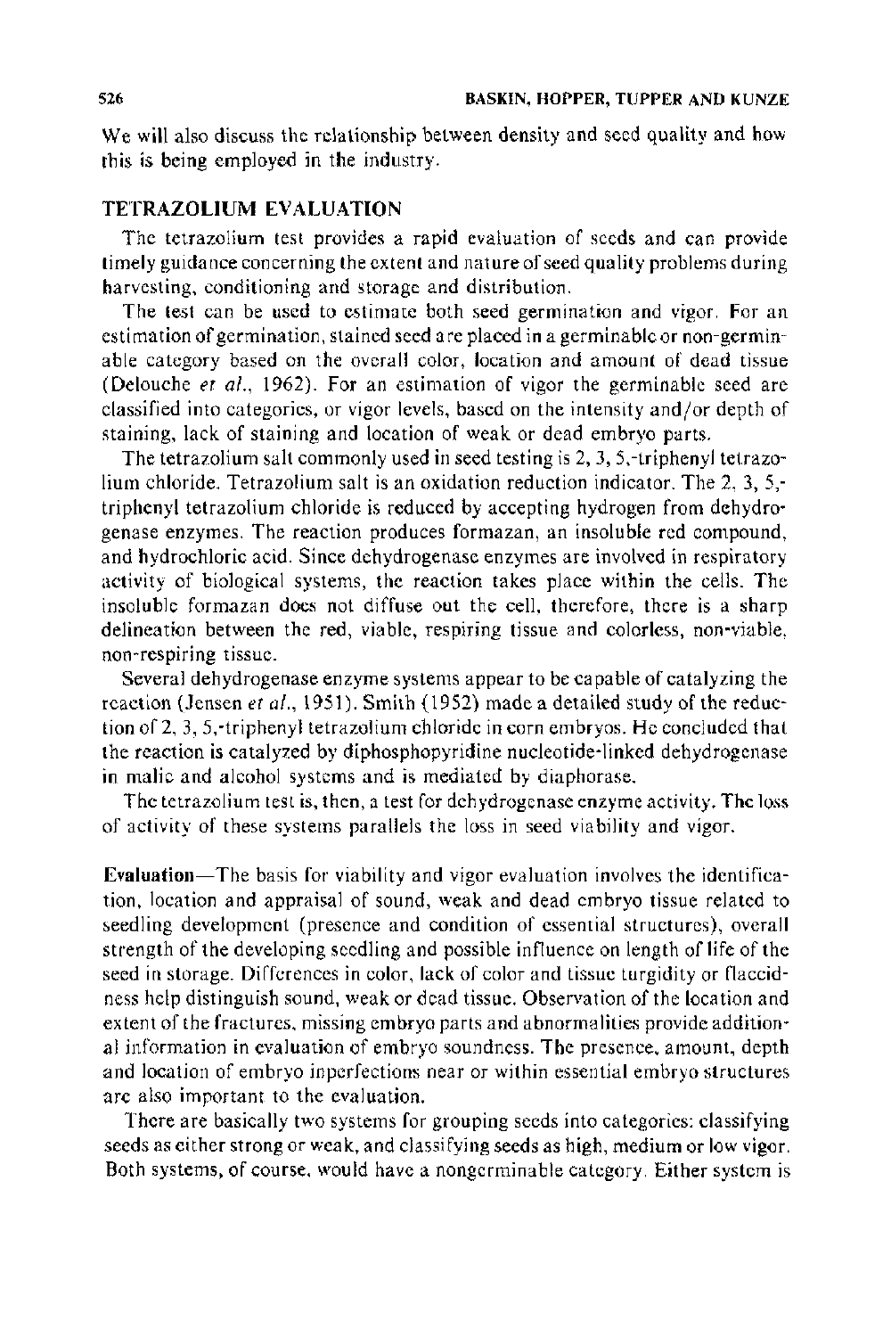We will also discuss the relationship between density and seed quality and how this is being employed in the industry.

## TETRAZOLIUM EVALUATION

The tetrazolium test provides a rapid evaluation of seeds and can provide timely guidance concerning the extent and nature of seed quality problems during harvesting, conditioning and storage and distribution.

The test can be used to estimate both seed germination and vigor. For an estimation of germination, stained seed are placed in a germinable or non-germinable category based on the overall color, location and amount of dead tissue (Delouche *et al.*, 1962). For an estimation of vigor the germinable seed are classified into categories, or vigor levels, based on the intensity and/or depth of staining, lack of staining and location of weak or dead embryo parts.

The tetrazolium salt commonly used in seed testing is 2, 3, 5,-triphenyl tetrazolium chloride. Tetrazolium salt is an oxidation reduction indicator. The 2, 3, 5,-triphenyl tetrazolium chloride is reduced by accepting hydrogen from dehydrogenase enzymes. The reaction produces formazan, an insoluble red compound, and hydrochloric acid. Since dehydrogenase enzymes are involved in respiratory activity of biological systems, the reaction takes place within the cells. The insoluble formazan does not diffuse out the cell, therefore, there is a sharp delineation between the red, viable, respiring tissue and colorless, non-viable, non-respiring tissue.

Several dehydrogenase enzyme systems appear to be capable of catalyzing the reaction (Jensen *et al.*, 1951). Smith (1952) made a detailed study of the reduction of 2, 3, 5,-triphenyl tetrazolium chloride in corn embryos. He concluded that the reaction is catalyzed by diphosphopyridine nucleotide-linked dehydrogenase in malic and alcohol systems and is mediated by diaphorase.

The tetrazolium test is, then, a test for dehydrogenase enzyme activity. The loss of activity of these systems parallels the loss in seed viability and vigor.

**Evaluation**—The basis for viability and vigor evaluation involves the identification, location and appraisal of sound, weak and dead embryo tissue related to seedling development (presence and condition of essential structures), overall strength of the developing seedling and possible influence on length of life of the seed in storage. Differences in color, lack of color and tissue turgidity or flaccidness help distinguish sound, weak or dead tissue. Observation of the location and extent of the fractures, missing embryo parts and abnormalities provide additional information in evaluation of embryo soundness. The presence, amount, depth and location of embryo inperfections near or within essential embryo structures are also important to the evaluation.

There are basically two systems for grouping seeds into categories: classifying seeds as either strong or weak, and classifying seeds as high, medium or low vigor. Both systems, of course, would have a nongerminable category. Either system is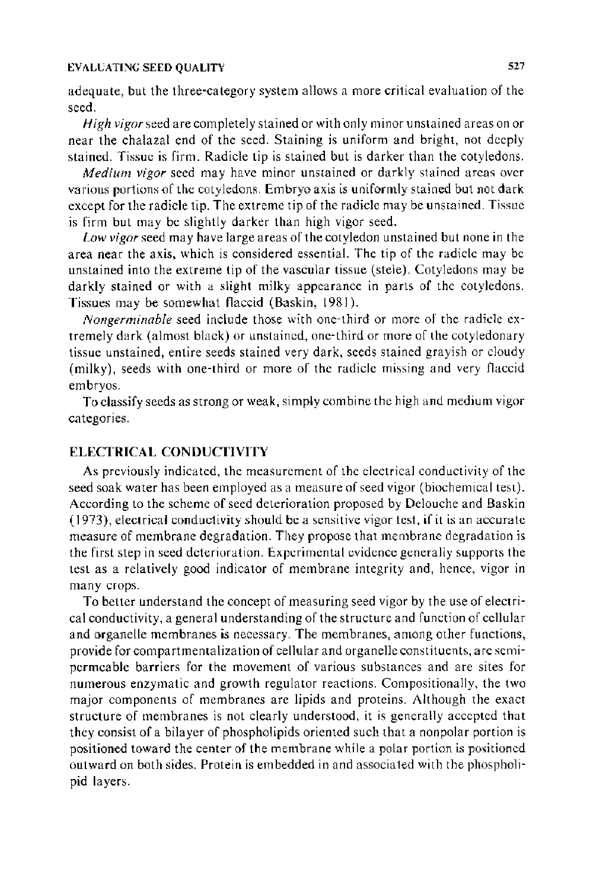adequate, but the three-category system allows a more critical evaluation of the seed.

*High vigor* seed are completely stained or with only minor unstained areas on or near the chalazal end of the seed. Staining is uniform and bright, not deeply stained. Tissue is firm. Radicle tip is stained but is darker than the cotyledons.

*Medium vigor* seed may have minor unstained or darkly stained areas over various portions of the cotyledons. Embryo axis is uniformly stained but not dark except for the radicle tip. The extreme tip of the radicle may be unstained. Tissue is firm but may be slightly darker than high vigor seed.

*Low vigor* seed may have large areas of the cotyledon unstained but none in the area near the axis, which is considered essential. The tip of the radicle may be unstained into the extreme tip of the vascular tissue (stele). Cotyledons may be darkly stained or with a slight milky appearance in parts of the cotyledons. Tissues may be somewhat flaccid (Baskin, 1981).

*Nongerminable* seed include those with one-third or more of the radicle extremely dark (almost black) or unstained, one-third or more of the cotyledonary tissue unstained, entire seeds stained very dark, seeds stained grayish or cloudy (milky), seeds with one-third or more of the radicle missing and very flaccid embryos.

To classify seeds as strong or weak, simply combine the high and medium vigor categories.

## ELECTRICAL CONDUCTIVITY

As previously indicated, the measurement of the electrical conductivity of the seed soak water has been employed as a measure of seed vigor (biochemical test). According to the scheme of seed deterioration proposed by Delouche and Baskin (1973), electrical conductivity should be a sensitive vigor test, if it is an accurate measure of membrane degradation. They propose that membrane degradation is the first step in seed deterioration. Experimental evidence generally supports the test as a relatively good indicator of membrane integrity and, hence, vigor in many crops.

To better understand the concept of measuring seed vigor by the use of electrical conductivity, a general understanding of the structure and function of cellular and organelle membranes is necessary. The membranes, among other functions, provide for compartmentalization of cellular and organelle constituents, are semipermeable barriers for the movement of various substances and are sites for numerous enzymatic and growth regulator reactions. Compositionally, the two major components of membranes are lipids and proteins. Although the exact structure of membranes is not clearly understood, it is generally accepted that they consist of a bilayer of phospholipids oriented such that a nonpolar portion is positioned toward the center of the membrane while a polar portion is positioned outward on both sides. Protein is embedded in and associated with the phospholipid layers.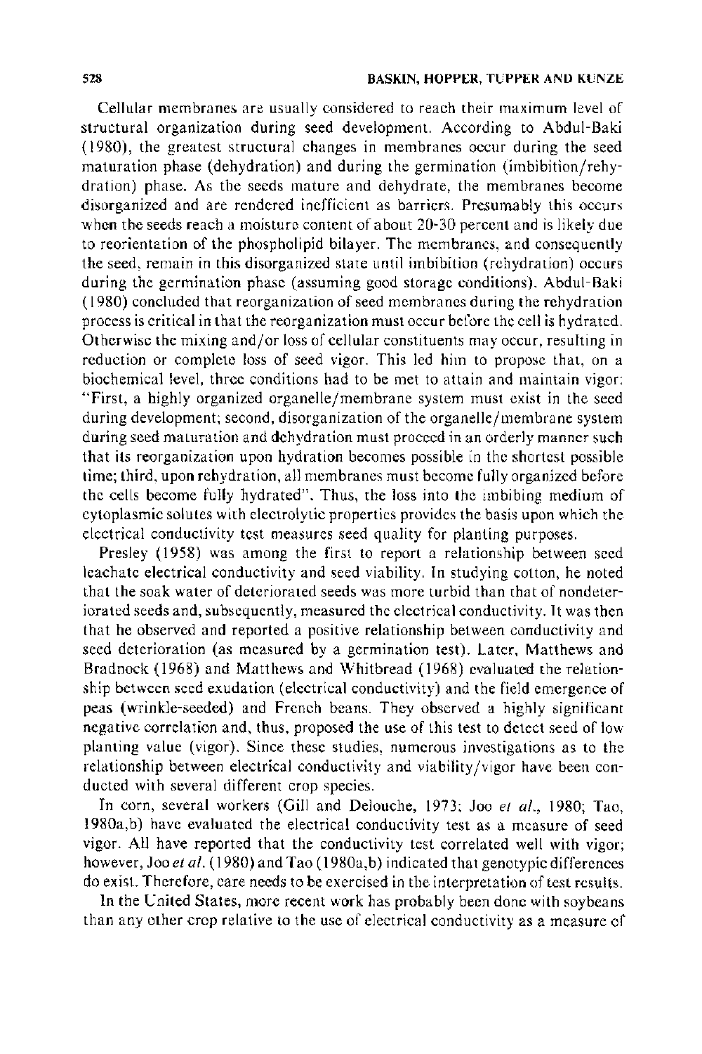Cellular membranes are usually considered to reach their maximum level of structural organization during seed development. According to Abdul-Baki (1980), the greatest structural changes in membranes occur during the seed maturation phase (dehydration) and during the germination (imbibition/rehydration) phase. As the seeds mature and dehydrate, the membranes become disorganized and are rendered inefficient as barriers. Presumably this occurs when the seeds reach a moisture content of about 20-30 percent and is likely due to reorientation of the phospholipid bilayer. The membranes, and consequently the seed, remain in this disorganized state until imbibition (rehydration) occurs during the germination phase (assuming good storage conditions). Abdul-Baki (1980) concluded that reorganization of seed membranes during the rehydration process is critical in that the reorganization must occur before the cell is hydrated. Otherwise the mixing and/or loss of cellular constituents may occur, resulting in reduction or complete loss of seed vigor. This led him to propose that, on a biochemical level, three conditions had to be met to attain and maintain vigor: "First, a highly organized organelle/membrane system must exist in the seed during development; second, disorganization of the organelle/membrane system during seed maturation and dehydration must proceed in an orderly manner such that its reorganization upon hydration becomes possible in the shortest possible time; third, upon rehydration, all membranes must become fully organized before the cells become fully hydrated". Thus, the loss into the imbibing medium of cytoplasmic solutes with electrolytic properties provides the basis upon which the electrical conductivity test measures seed quality for planting purposes.

Presley (1958) was among the first to report a relationship between seed leachate electrical conductivity and seed viability. In studying cotton, he noted that the soak water of deteriorated seeds was more turbid than that of nondeteriorated seeds and, subsequently, measured the electrical conductivity. It was then that he observed and reported a positive relationship between conductivity and seed deterioration (as measured by a germination test). Later, Matthews and Bradnock (1968) and Matthews and Whitbread (1968) evaluated the relationship between seed exudation (electrical conductivity) and the field emergence of peas (wrinkle-seeded) and French beans. They observed a highly significant negative correlation and, thus, proposed the use of this test to detect seed of low planting value (vigor). Since these studies, numerous investigations as to the relationship between electrical conductivity and viability/vigor have been conducted with several different crop species.

In corn, several workers (Gill and Delouche, 1973; Joo *et al.*, 1980; Tao, 1980a,b) have evaluated the electrical conductivity test as a measure of seed vigor. All have reported that the conductivity test correlated well with vigor; however, Joo *et al.* (1980) and Tao (1980a,b) indicated that genotypic differences do exist. Therefore, care needs to be exercised in the interpretation of test results.

In the United States, more recent work has probably been done with soybeans than any other crop relative to the use of electrical conductivity as a measure of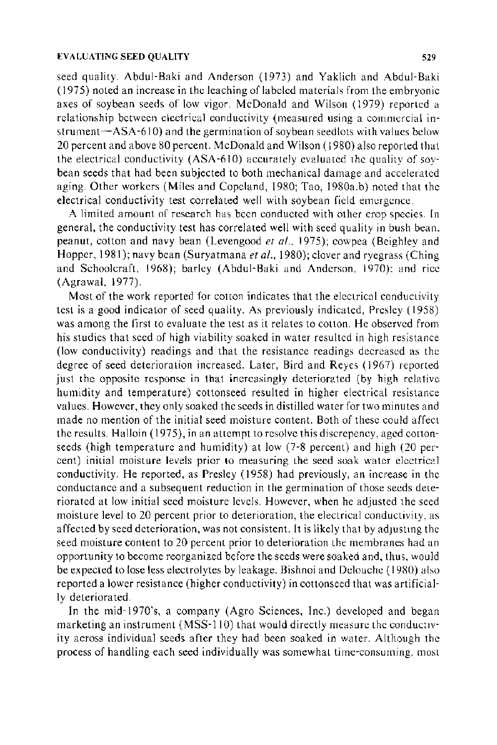seed quality. Abdul-Baki and Anderson (1973) and Yaklich and Abdul-Baki (1975) noted an increase in the leaching of labeled materials from the embryonic axes of soybean seeds of low vigor. McDonald and Wilson (1979) reported a relationship between electrical conductivity (measured using a commercial instrument—ASA-610) and the germination of soybean seedlots with values below 20 percent and above 80 percent. McDonald and Wilson (1980) also reported that the electrical conductivity (ASA-610) accurately evaluated the quality of soybean seeds that had been subjected to both mechanical damage and accelerated aging. Other workers (Miles and Copeland, 1980; Tao, 1980a,b) noted that the electrical conductivity test correlated well with soybean field emergence.

A limited amount of research has been conducted with other crop species. In general, the conductivity test has correlated well with seed quality in bush bean, peanut, cotton and navy bean (Levengood *et al.*, 1975); cowpea (Beighley and Hopper, 1981); navy bean (Suryatmana *et al.*, 1980); clover and ryegrass (Ching and Schoolcraft, 1968); barley (Abdul-Baki and Anderson, 1970); and rice (Agrawal, 1977).

Most of the work reported for cotton indicates that the electrical conductivity test is a good indicator of seed quality. As previously indicated, Presley (1958) was among the first to evaluate the test as it relates to cotton. He observed from his studies that seed of high viability soaked in water resulted in high resistance (low conductivity) readings and that the resistance readings decreased as the degree of seed deterioration increased. Later, Bird and Reyes (1967) reported just the opposite response in that increasingly deteriorated (by high relative humidity and temperature) cottonseed resulted in higher electrical resistance values. However, they only soaked the seeds in distilled water for two minutes and made no mention of the initial seed moisture content. Both of these could affect the results. Halloin (1975), in an attempt to resolve this discrepency, aged cottonseeds (high temperature and humidity) at low (7-8 percent) and high (20 percent) initial moisture levels prior to measuring the seed soak water electrical conductivity. He reported, as Presley (1958) had previously, an increase in the conductance and a subsequent reduction in the germination of those seeds deteriorated at low initial seed moisture levels. However, when he adjusted the seed moisture level to 20 percent prior to deterioration, the electrical conductivity, as affected by seed deterioration, was not consistent. It is likely that by adjusting the seed moisture content to 20 percent prior to deterioration the membranes had an opportunity to become reorganized before the seeds were soaked and, thus, would be expected to lose less electrolytes by leakage. Bishnoi and Delouche (1980) also reported a lower resistance (higher conductivity) in cottonseed that was artificially deteriorated.

In the mid-1970's, a company (Agro Sciences, Inc.) developed and began marketing an instrument (MSS-110) that would directly measure the conductivity across individual seeds after they had been soaked in water. Although the process of handling each seed individually was somewhat time-consuming, most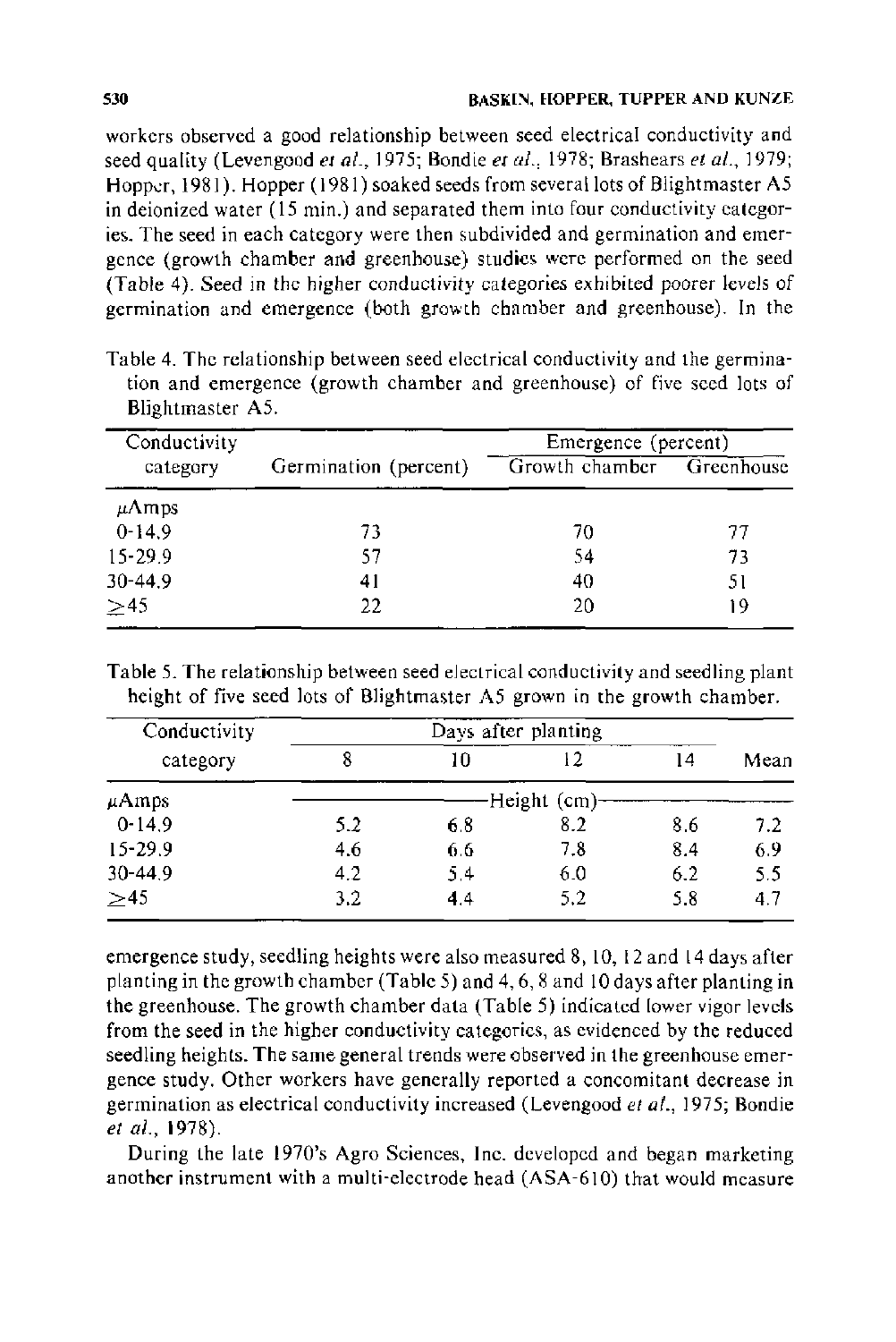workers observed a good relationship between seed electrical conductivity and seed quality (Levengood *et al.*, 1975; Bondie *et al.*, 1978; Brashears *et al.*, 1979; Hopper, 1981). Hopper (1981) soaked seeds from several lots of Blightmaster A5 in deionized water (15 min.) and separated them into four conductivity categories. The seed in each category were then subdivided and germination and emergence (growth chamber and greenhouse) studies were performed on the seed (Table 4). Seed in the higher conductivity categories exhibited poorer levels of germination and emergence (both growth chamber and greenhouse). In the emergence study, seedling heights were also measured 8, 10, 12 and 14 days after planting in the growth chamber (Table 5) and 4, 6, 8 and 10 days after planting in the greenhouse. The growth chamber data (Table 5) indicated lower vigor levels from the seed in the higher conductivity categories, as evidenced by the reduced seedling heights. The same general trends were observed in the greenhouse emergence study. Other workers have generally reported a concomitant decrease in germination as electrical conductivity increased (Levengood *et al.*, 1975; Bondie *et al.*, 1978).

Table 4. The relationship between seed electrical conductivity and the germination and emergence (growth chamber and greenhouse) of five seed lots of Blightmaster A5.

| Conductivity category | Germination (percent) | Emergence (percent) | |
|---|---|---|---|
| | | Growth chamber | Greenhouse |
| $\mu$Amps | | | |
| 0-14.9 | 73 | 70 | 77 |
| 15-29.9 | 57 | 54 | 73 |
| 30-44.9 | 41 | 40 | 51 |
| $\geq$45 | 22 | 20 | 19 |

Table 5. The relationship between seed electrical conductivity and seedling plant height of five seed lots of Blightmaster A5 grown in the growth chamber.

| Conductivity category | Days after planting | | | | |
|---|---|---|---|---|---|
| | 8 | 10 | 12 | 14 | Mean |
| $\mu$Amps | Height (cm) | | | | |
| 0-14.9 | 5.2 | 6.8 | 8.2 | 8.6 | 7.2 |
| 15-29.9 | 4.6 | 6.6 | 7.8 | 8.4 | 6.9 |
| 30-44.9 | 4.2 | 5.4 | 6.0 | 6.2 | 5.5 |
| $\geq$45 | 3.2 | 4.4 | 5.2 | 5.8 | 4.7 |

During the late 1970's Agro Sciences, Inc. developed and began marketing another instrument with a multi-electrode head (ASA-610) that would measure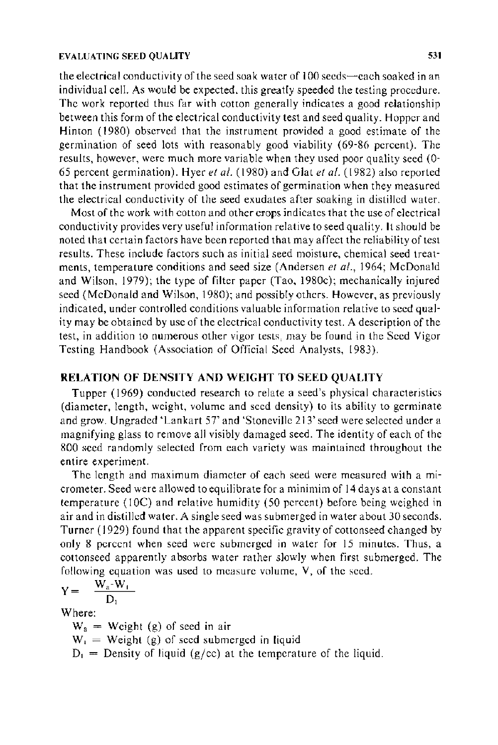the electrical conductivity of the seed soak water of 100 seeds—each soaked in an individual cell. As would be expected, this greatly speeded the testing procedure. The work reported thus far with cotton generally indicates a good relationship between this form of the electrical conductivity test and seed quality. Hopper and Hinton (1980) observed that the instrument provided a good estimate of the germination of seed lots with reasonably good viability (69-86 percent). The results, however, were much more variable when they used poor quality seed (0-65 percent germination). Hyer *et al.* (1980) and Glat *et al.* (1982) also reported that the instrument provided good estimates of germination when they measured the electrical conductivity of the seed exudates after soaking in distilled water.

Most of the work with cotton and other crops indicates that the use of electrical conductivity provides very useful information relative to seed quality. It should be noted that certain factors have been reported that may affect the reliability of test results. These include factors such as initial seed moisture, chemical seed treatments, temperature conditions and seed size (Andersen *et al.*, 1964; McDonald and Wilson, 1979); the type of filter paper (Tao, 1980c); mechanically injured seed (McDonald and Wilson, 1980); and possibly others. However, as previously indicated, under controlled conditions valuable information relative to seed quality may be obtained by use of the electrical conductivity test. A description of the test, in addition to numerous other vigor tests, may be found in the Seed Vigor Testing Handbook (Association of Official Seed Analysts, 1983).

## RELATION OF DENSITY AND WEIGHT TO SEED QUALITY

Tupper (1969) conducted research to relate a seed's physical characteristics (diameter, length, weight, volume and seed density) to its ability to germinate and grow. Ungraded 'Lankart 57' and 'Stoneville 213' seed were selected under a magnifying glass to remove all visibly damaged seed. The identity of each of the 800 seed randomly selected from each variety was maintained throughout the entire experiment.

The length and maximum diameter of each seed were measured with a micrometer. Seed were allowed to equilibrate for a minimim of 14 days at a constant temperature (10C) and relative humidity (50 percent) before being weighed in air and in distilled water. A single seed was submerged in water about 30 seconds. Turner (1929) found that the apparent specific gravity of cottonseed changed by only 8 percent when seed were submerged in water for 15 minutes. Thus, a cottonseed apparently absorbs water rather slowly when first submerged. The following equation was used to measure volume, V, of the seed.

$$Y = \frac{W_a - W_l}{D_l}$$

Where:

$W_a$ = Weight (g) of seed in air

$W_l$ = Weight (g) of seed submerged in liquid

$D_l$ = Density of liquid (g/cc) at the temperature of the liquid.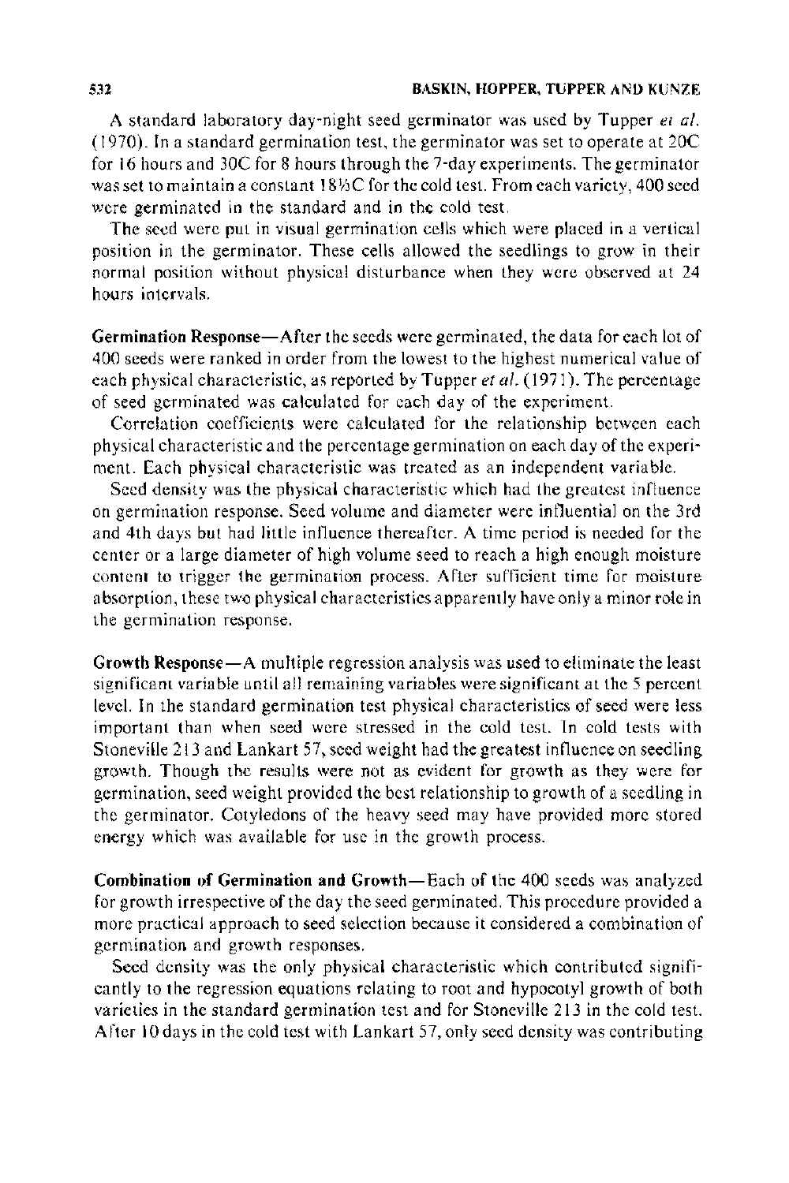A standard laboratory day-night seed germinator was used by Tupper *et al.* (1970). In a standard germination test, the germinator was set to operate at 20C for 16 hours and 30C for 8 hours through the 7-day experiments. The germinator was set to maintain a constant 18½C for the cold test. From each variety, 400 seed were germinated in the standard and in the cold test.

The seed were put in visual germination cells which were placed in a vertical position in the germinator. These cells allowed the seedlings to grow in their normal position without physical disturbance when they were observed at 24 hours intervals.

**Germination Response**—After the seeds were germinated, the data for each lot of 400 seeds were ranked in order from the lowest to the highest numerical value of each physical characteristic, as reported by Tupper *et al.* (1971). The percentage of seed germinated was calculated for each day of the experiment.

Correlation coefficients were calculated for the relationship between each physical characteristic and the percentage germination on each day of the experiment. Each physical characteristic was treated as an independent variable.

Seed density was the physical characteristic which had the greatest influence on germination response. Seed volume and diameter were influential on the 3rd and 4th days but had little influence thereafter. A time period is needed for the center or a large diameter of high volume seed to reach a high enough moisture content to trigger the germination process. After sufficient time for moisture absorption, these two physical characteristics apparently have only a minor role in the germination response.

**Growth Response**—A multiple regression analysis was used to eliminate the least significant variable until all remaining variables were significant at the 5 percent level. In the standard germination test physical characteristics of seed were less important than when seed were stressed in the cold test. In cold tests with Stoneville 213 and Lankart 57, seed weight had the greatest influence on seedling growth. Though the results were not as evident for growth as they were for germination, seed weight provided the best relationship to growth of a seedling in the germinator. Cotyledons of the heavy seed may have provided more stored energy which was available for use in the growth process.

**Combination of Germination and Growth**—Each of the 400 seeds was analyzed for growth irrespective of the day the seed germinated. This procedure provided a more practical approach to seed selection because it considered a combination of germination and growth responses.

Seed density was the only physical characteristic which contributed significantly to the regression equations relating to root and hypocotyl growth of both varieties in the standard germination test and for Stoneville 213 in the cold test. After 10 days in the cold test with Lankart 57, only seed density was contributing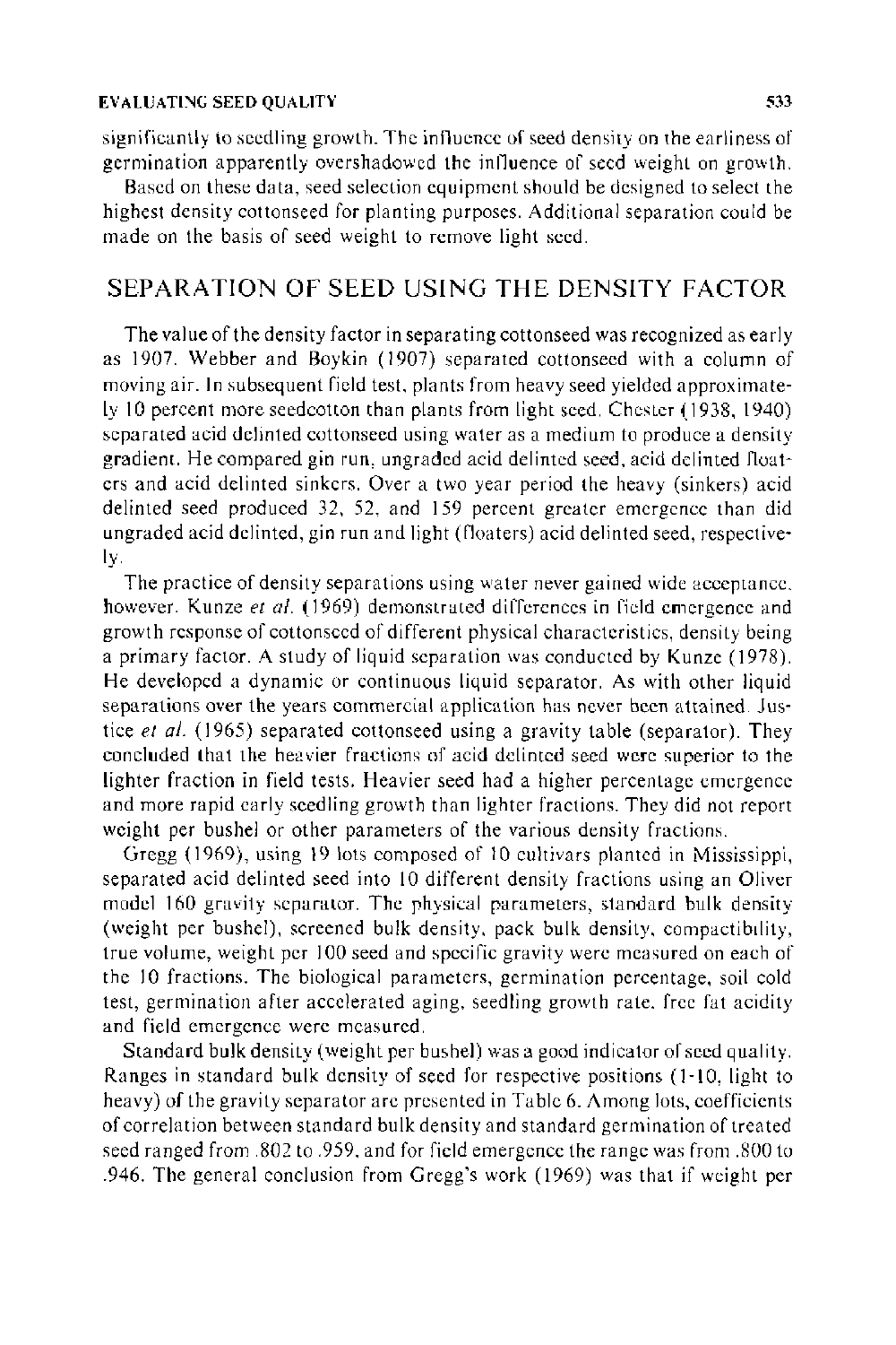significantly to seedling growth. The influence of seed density on the earliness of germination apparently overshadowed the influence of seed weight on growth.

Based on these data, seed selection equipment should be designed to select the highest density cottonseed for planting purposes. Additional separation could be made on the basis of seed weight to remove light seed.

## SEPARATION OF SEED USING THE DENSITY FACTOR

The value of the density factor in separating cottonseed was recognized as early as 1907. Webber and Boykin (1907) separated cottonseed with a column of moving air. In subsequent field test, plants from heavy seed yielded approximately 10 percent more seedcotton than plants from light seed. Chester (1938, 1940) separated acid delinted cottonseed using water as a medium to produce a density gradient. He compared gin run, ungraded acid delinted seed, acid delinted floaters and acid delinted sinkers. Over a two year period the heavy (sinkers) acid delinted seed produced 32, 52, and 159 percent greater emergence than did ungraded acid delinted, gin run and light (floaters) acid delinted seed, respectively.

The practice of density separations using water never gained wide acceptance, however. Kunze *et al.* (1969) demonstrated differences in field emergence and growth response of cottonseed of different physical characteristics, density being a primary factor. A study of liquid separation was conducted by Kunze (1978). He developed a dynamic or continuous liquid separator. As with other liquid separations over the years commercial application has never been attained. Justice *et al.* (1965) separated cottonseed using a gravity table (separator). They concluded that the heavier fractions of acid delinted seed were superior to the lighter fraction in field tests. Heavier seed had a higher percentage emergence and more rapid early seedling growth than lighter fractions. They did not report weight per bushel or other parameters of the various density fractions.

Gregg (1969), using 19 lots composed of 10 cultivars planted in Mississippi, separated acid delinted seed into 10 different density fractions using an Oliver model 160 gravity separator. The physical parameters, standard bulk density (weight per bushel), screened bulk density, pack bulk density, compactibility, true volume, weight per 100 seed and specific gravity were measured on each of the 10 fractions. The biological parameters, germination percentage, soil cold test, germination after accelerated aging, seedling growth rate, free fat acidity and field emergence were measured.

Standard bulk density (weight per bushel) was a good indicator of seed quality. Ranges in standard bulk density of seed for respective positions (1-10, light to heavy) of the gravity separator are presented in Table 6. Among lots, coefficients of correlation between standard bulk density and standard germination of treated seed ranged from .802 to .959, and for field emergence the range was from .800 to .946. The general conclusion from Gregg's work (1969) was that if weight per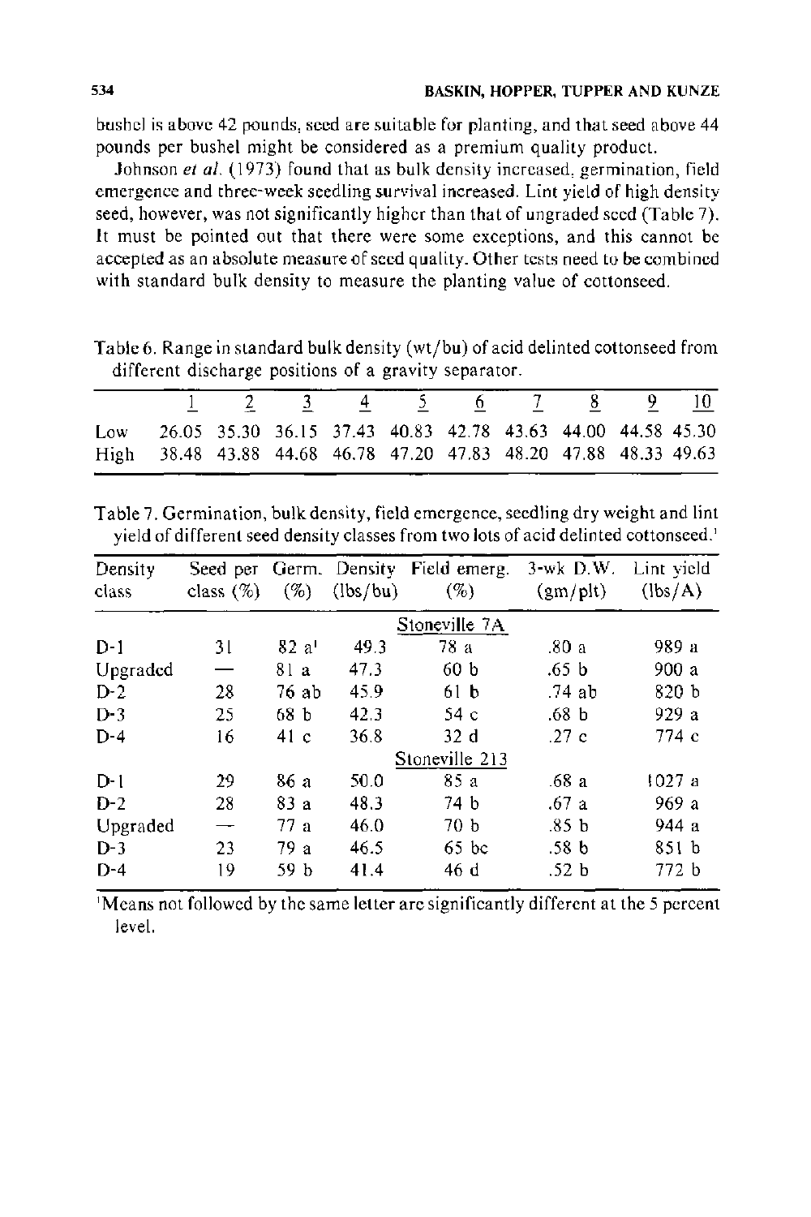bushel is above 42 pounds, seed are suitable for planting, and that seed above 44 pounds per bushel might be considered as a premium quality product.

Johnson *et al.* (1973) found that as bulk density increased, germination, field emergence and three-week seedling survival increased. Lint yield of high density seed, however, was not significantly higher than that of ungraded seed (Table 7). It must be pointed out that there were some exceptions, and this cannot be accepted as an absolute measure of seed quality. Other tests need to be combined with standard bulk density to measure the planting value of cottonseed.

Table 6. Range in standard bulk density (wt/bu) of acid delinted cottonseed from different discharge positions of a gravity separator.

| | 1 | 2 | 3 | 4 | 5 | 6 | 7 | 8 | 9 | 10 |
|---|---|---|---|---|---|---|---|---|---|---|
| Low | 26.05 | 35.30 | 36.15 | 37.43 | 40.83 | 42.78 | 43.63 | 44.00 | 44.58 | 45.30 |
| High | 38.48 | 43.88 | 44.68 | 46.78 | 47.20 | 47.83 | 48.20 | 47.88 | 48.33 | 49.63 |

Table 7. Germination, bulk density, field emergence, seedling dry weight and lint yield of different seed density classes from two lots of acid delinted cottonseed.[1]

| Density class | Seed per class (%) | Germ. (%) | Density (lbs/bu) | Field emerg. (%) | 3-wk D.W. (gm/plt) | Lint yield (lbs/A) |
|---|---|---|---|---|---|---|
| | | | | Stoneville 7A | | |
| D-1 | 31 | 82 a[1] | 49.3 | 78 a | .80 a | 989 a |
| Upgraded | — | 81 a | 47.3 | 60 b | .65 b | 900 a |
| D-2 | 28 | 76 ab | 45.9 | 61 b | .74 ab | 820 b |
| D-3 | 25 | 68 b | 42.3 | 54 c | .68 b | 929 a |
| D-4 | 16 | 41 c | 36.8 | 32 d | .27 c | 774 c |
| | | | | Stoneville 213 | | |
| D-1 | 29 | 86 a | 50.0 | 85 a | .68 a | 1027 a |
| D-2 | 28 | 83 a | 48.3 | 74 b | .67 a | 969 a |
| Upgraded | — | 77 a | 46.0 | 70 b | .85 b | 944 a |
| D-3 | 23 | 79 a | 46.5 | 65 bc | .58 b | 851 b |
| D-4 | 19 | 59 b | 41.4 | 46 d | .52 b | 772 b |

[1]Means not followed by the same letter are significantly different at the 5 percent level.